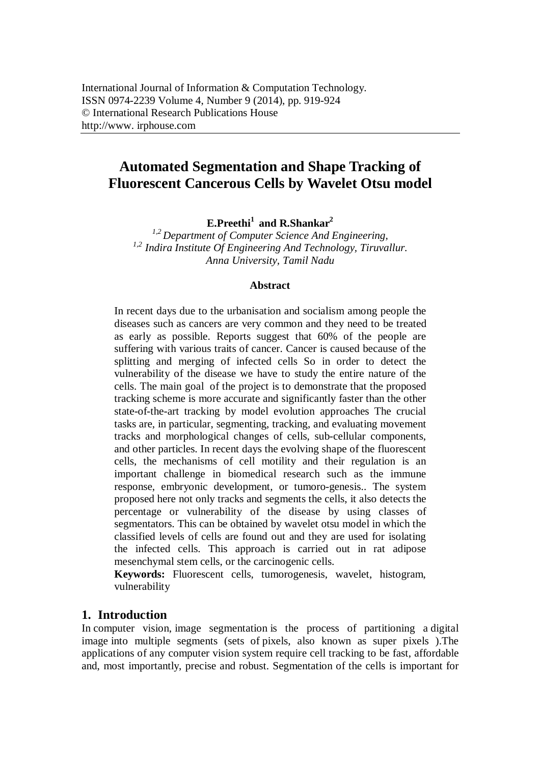International Journal of Information & Computation Technology.
ISSN 0974-2239 Volume 4, Number 9 (2014), pp. 919-924
© International Research Publications House
http://www. irphouse.com

# Automated Segmentation and Shape Tracking of Fluorescent Cancerous Cells by Wavelet Otsu model

**E.Preethi[1] and R.Shankar[2]**

*[1,2] Department of Computer Science And Engineering,*
*[1,2] Indira Institute Of Engineering And Technology, Tiruvallur.*
*Anna University, Tamil Nadu*

### Abstract

In recent days due to the urbanisation and socialism among people the diseases such as cancers are very common and they need to be treated as early as possible. Reports suggest that 60% of the people are suffering with various traits of cancer. Cancer is caused because of the splitting and merging of infected cells So in order to detect the vulnerability of the disease we have to study the entire nature of the cells. The main goal of the project is to demonstrate that the proposed tracking scheme is more accurate and significantly faster than the other state-of-the-art tracking by model evolution approaches The crucial tasks are, in particular, segmenting, tracking, and evaluating movement tracks and morphological changes of cells, sub-cellular components, and other particles. In recent days the evolving shape of the fluorescent cells, the mechanisms of cell motility and their regulation is an important challenge in biomedical research such as the immune response, embryonic development, or tumoro-genesis.. The system proposed here not only tracks and segments the cells, it also detects the percentage or vulnerability of the disease by using classes of segmentators. This can be obtained by wavelet otsu model in which the classified levels of cells are found out and they are used for isolating the infected cells. This approach is carried out in rat adipose mesenchymal stem cells, or the carcinogenic cells.

**Keywords:** Fluorescent cells, tumorogenesis, wavelet, histogram, vulnerability

## 1. Introduction

In computer vision, image segmentation is the process of partitioning a digital image into multiple segments (sets of pixels, also known as super pixels ).The applications of any computer vision system require cell tracking to be fast, affordable and, most importantly, precise and robust. Segmentation of the cells is important for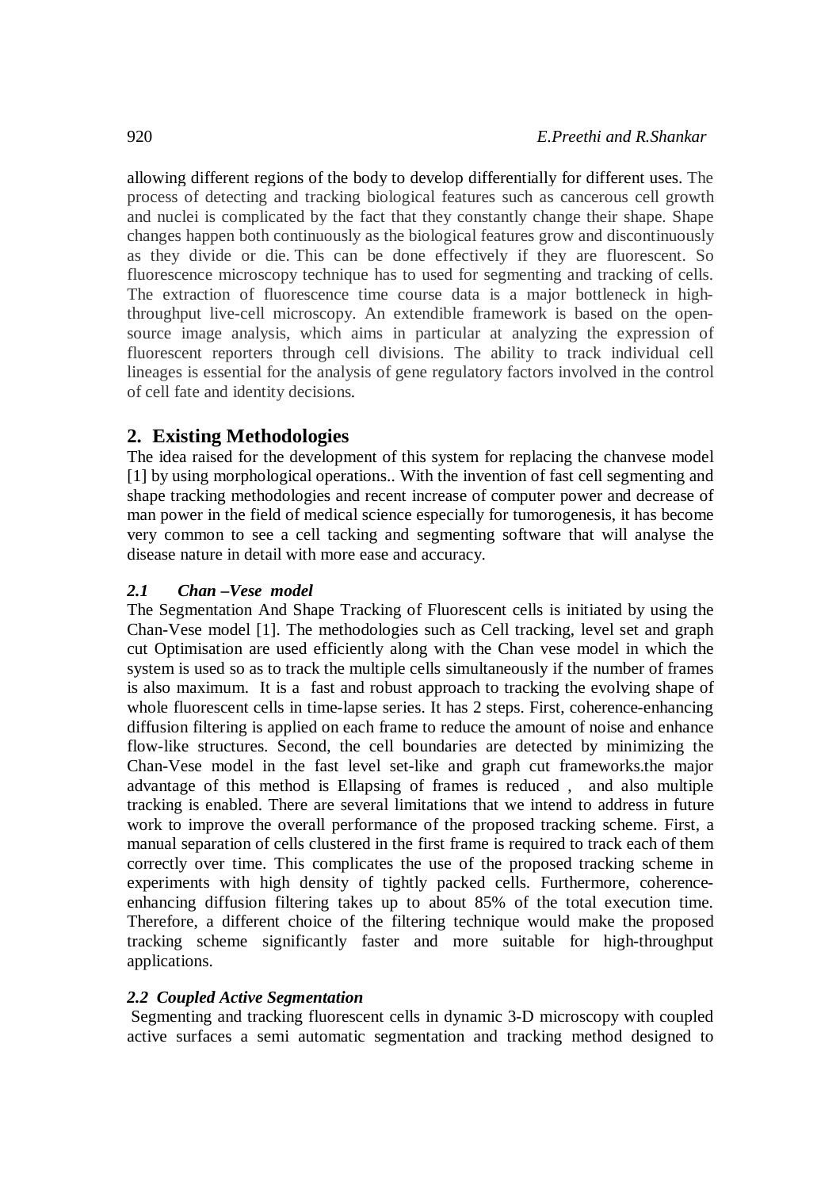allowing different regions of the body to develop differentially for different uses. The process of detecting and tracking biological features such as cancerous cell growth and nuclei is complicated by the fact that they constantly change their shape. Shape changes happen both continuously as the biological features grow and discontinuously as they divide or die. This can be done effectively if they are fluorescent. So fluorescence microscopy technique has to used for segmenting and tracking of cells. The extraction of fluorescence time course data is a major bottleneck in high-throughput live-cell microscopy. An extendible framework is based on the open-source image analysis, which aims in particular at analyzing the expression of fluorescent reporters through cell divisions. The ability to track individual cell lineages is essential for the analysis of gene regulatory factors involved in the control of cell fate and identity decisions.

## 2. Existing Methodologies

The idea raised for the development of this system for replacing the chanvese model [1] by using morphological operations.. With the invention of fast cell segmenting and shape tracking methodologies and recent increase of computer power and decrease of man power in the field of medical science especially for tumorogenesis, it has become very common to see a cell tacking and segmenting software that will analyse the disease nature in detail with more ease and accuracy.

### *2.1 Chan –Vese model*

The Segmentation And Shape Tracking of Fluorescent cells is initiated by using the Chan-Vese model [1]. The methodologies such as Cell tracking, level set and graph cut Optimisation are used efficiently along with the Chan vese model in which the system is used so as to track the multiple cells simultaneously if the number of frames is also maximum. It is a fast and robust approach to tracking the evolving shape of whole fluorescent cells in time-lapse series. It has 2 steps. First, coherence-enhancing diffusion filtering is applied on each frame to reduce the amount of noise and enhance flow-like structures. Second, the cell boundaries are detected by minimizing the Chan-Vese model in the fast level set-like and graph cut frameworks.the major advantage of this method is Ellapsing of frames is reduced , and also multiple tracking is enabled. There are several limitations that we intend to address in future work to improve the overall performance of the proposed tracking scheme. First, a manual separation of cells clustered in the first frame is required to track each of them correctly over time. This complicates the use of the proposed tracking scheme in experiments with high density of tightly packed cells. Furthermore, coherence-enhancing diffusion filtering takes up to about 85% of the total execution time. Therefore, a different choice of the filtering technique would make the proposed tracking scheme significantly faster and more suitable for high-throughput applications.

### *2.2 Coupled Active Segmentation*

Segmenting and tracking fluorescent cells in dynamic 3-D microscopy with coupled active surfaces a semi automatic segmentation and tracking method designed to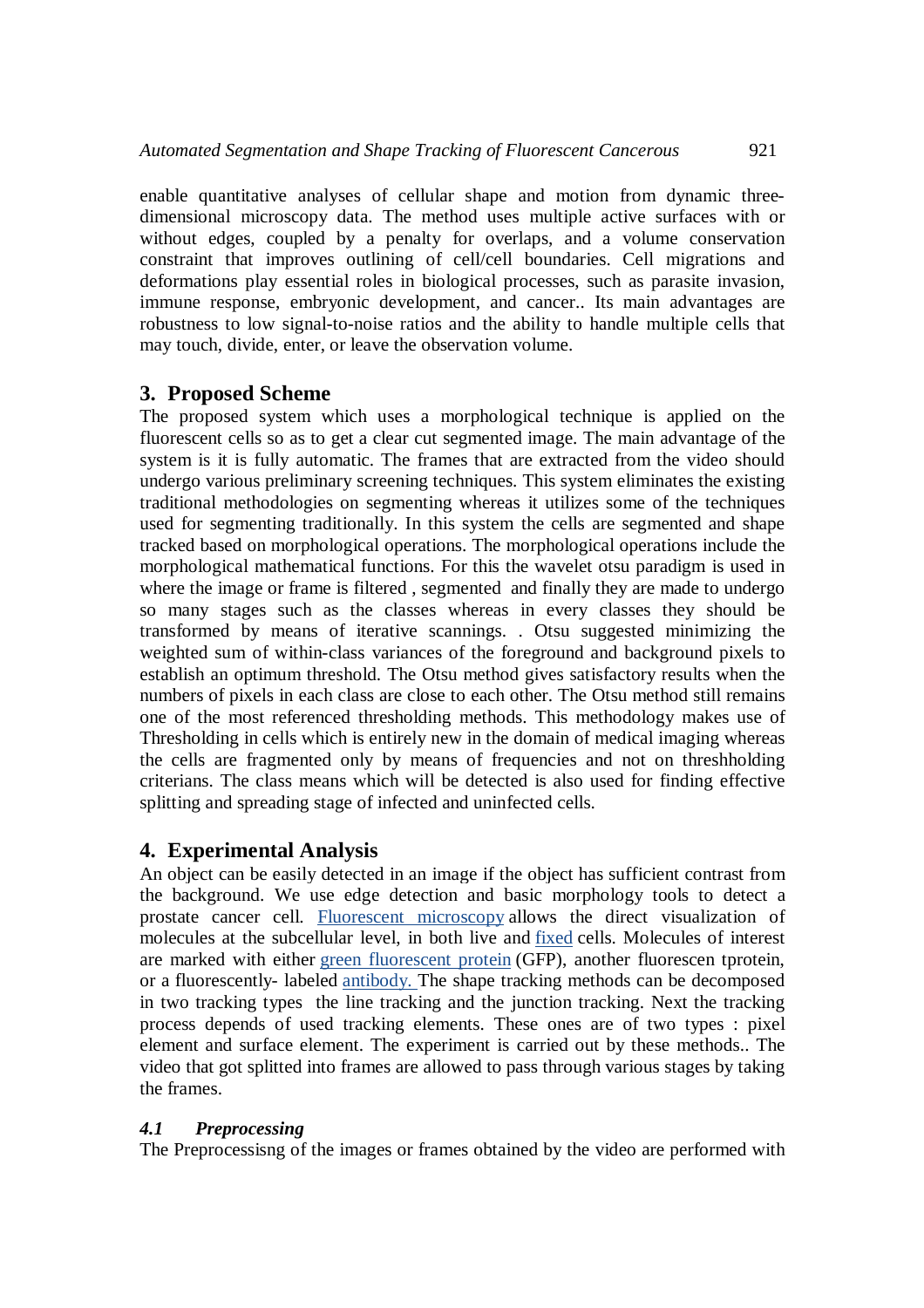enable quantitative analyses of cellular shape and motion from dynamic three-dimensional microscopy data. The method uses multiple active surfaces with or without edges, coupled by a penalty for overlaps, and a volume conservation constraint that improves outlining of cell/cell boundaries. Cell migrations and deformations play essential roles in biological processes, such as parasite invasion, immune response, embryonic development, and cancer.. Its main advantages are robustness to low signal-to-noise ratios and the ability to handle multiple cells that may touch, divide, enter, or leave the observation volume.

## 3. Proposed Scheme

The proposed system which uses a morphological technique is applied on the fluorescent cells so as to get a clear cut segmented image. The main advantage of the system is it is fully automatic. The frames that are extracted from the video should undergo various preliminary screening techniques. This system eliminates the existing traditional methodologies on segmenting whereas it utilizes some of the techniques used for segmenting traditionally. In this system the cells are segmented and shape tracked based on morphological operations. The morphological operations include the morphological mathematical functions. For this the wavelet otsu paradigm is used in where the image or frame is filtered , segmented and finally they are made to undergo so many stages such as the classes whereas in every classes they should be transformed by means of iterative scannings. . Otsu suggested minimizing the weighted sum of within-class variances of the foreground and background pixels to establish an optimum threshold. The Otsu method gives satisfactory results when the numbers of pixels in each class are close to each other. The Otsu method still remains one of the most referenced thresholding methods. This methodology makes use of Thresholding in cells which is entirely new in the domain of medical imaging whereas the cells are fragmented only by means of frequencies and not on threshholding criterians. The class means which will be detected is also used for finding effective splitting and spreading stage of infected and uninfected cells.

## 4. Experimental Analysis

An object can be easily detected in an image if the object has sufficient contrast from the background. We use edge detection and basic morphology tools to detect a prostate cancer cell. Fluorescent microscopy allows the direct visualization of molecules at the subcellular level, in both live and fixed cells. Molecules of interest are marked with either green fluorescent protein (GFP), another fluorescen tprotein, or a fluorescently- labeled antibody. The shape tracking methods can be decomposed in two tracking types the line tracking and the junction tracking. Next the tracking process depends of used tracking elements. These ones are of two types : pixel element and surface element. The experiment is carried out by these methods.. The video that got splitted into frames are allowed to pass through various stages by taking the frames.

### *4.1 Preprocessing*

The Preprocessisng of the images or frames obtained by the video are performed with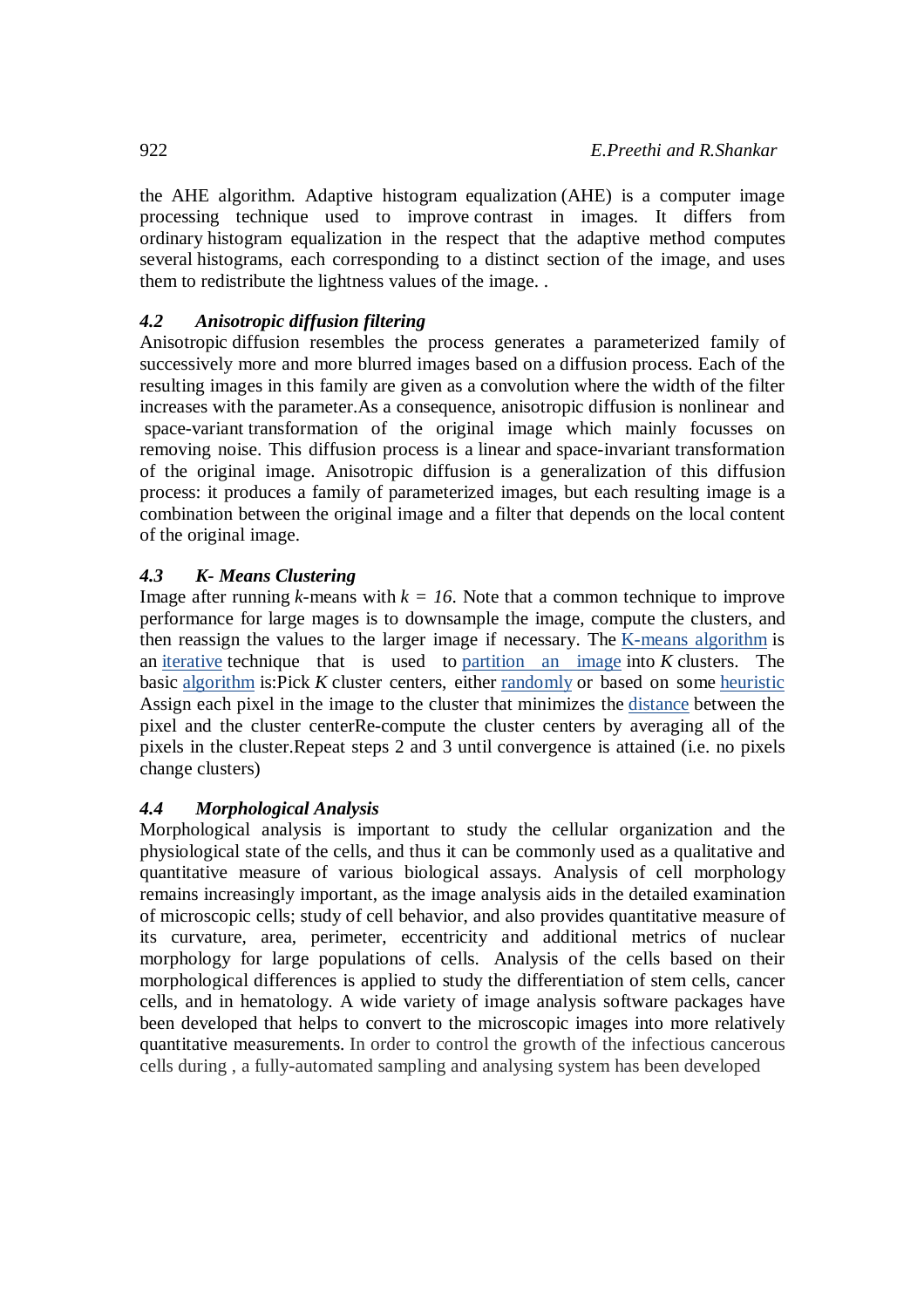the AHE algorithm. Adaptive histogram equalization (AHE) is a computer image processing technique used to improve contrast in images. It differs from ordinary histogram equalization in the respect that the adaptive method computes several histograms, each corresponding to a distinct section of the image, and uses them to redistribute the lightness values of the image. .

### 4.2 Anisotropic diffusion filtering

Anisotropic diffusion resembles the process generates a parameterized family of successively more and more blurred images based on a diffusion process. Each of the resulting images in this family are given as a convolution where the width of the filter increases with the parameter.As a consequence, anisotropic diffusion is nonlinear and space-variant transformation of the original image which mainly focusses on removing noise. This diffusion process is a linear and space-invariant transformation of the original image. Anisotropic diffusion is a generalization of this diffusion process: it produces a family of parameterized images, but each resulting image is a combination between the original image and a filter that depends on the local content of the original image.

### 4.3 K- Means Clustering

Image after running *k*-means with $k = 16$. Note that a common technique to improve performance for large mages is to downsample the image, compute the clusters, and then reassign the values to the larger image if necessary. The K-means algorithm is an iterative technique that is used to partition an image into *K* clusters. The basic algorithm is:Pick *K* cluster centers, either randomly or based on some heuristic Assign each pixel in the image to the cluster that minimizes the distance between the pixel and the cluster centerRe-compute the cluster centers by averaging all of the pixels in the cluster.Repeat steps 2 and 3 until convergence is attained (i.e. no pixels change clusters)

### 4.4 Morphological Analysis

Morphological analysis is important to study the cellular organization and the physiological state of the cells, and thus it can be commonly used as a qualitative and quantitative measure of various biological assays. Analysis of cell morphology remains increasingly important, as the image analysis aids in the detailed examination of microscopic cells; study of cell behavior, and also provides quantitative measure of its curvature, area, perimeter, eccentricity and additional metrics of nuclear morphology for large populations of cells. Analysis of the cells based on their morphological differences is applied to study the differentiation of stem cells, cancer cells, and in hematology. A wide variety of image analysis software packages have been developed that helps to convert to the microscopic images into more relatively quantitative measurements. In order to control the growth of the infectious cancerous cells during , a fully-automated sampling and analysing system has been developed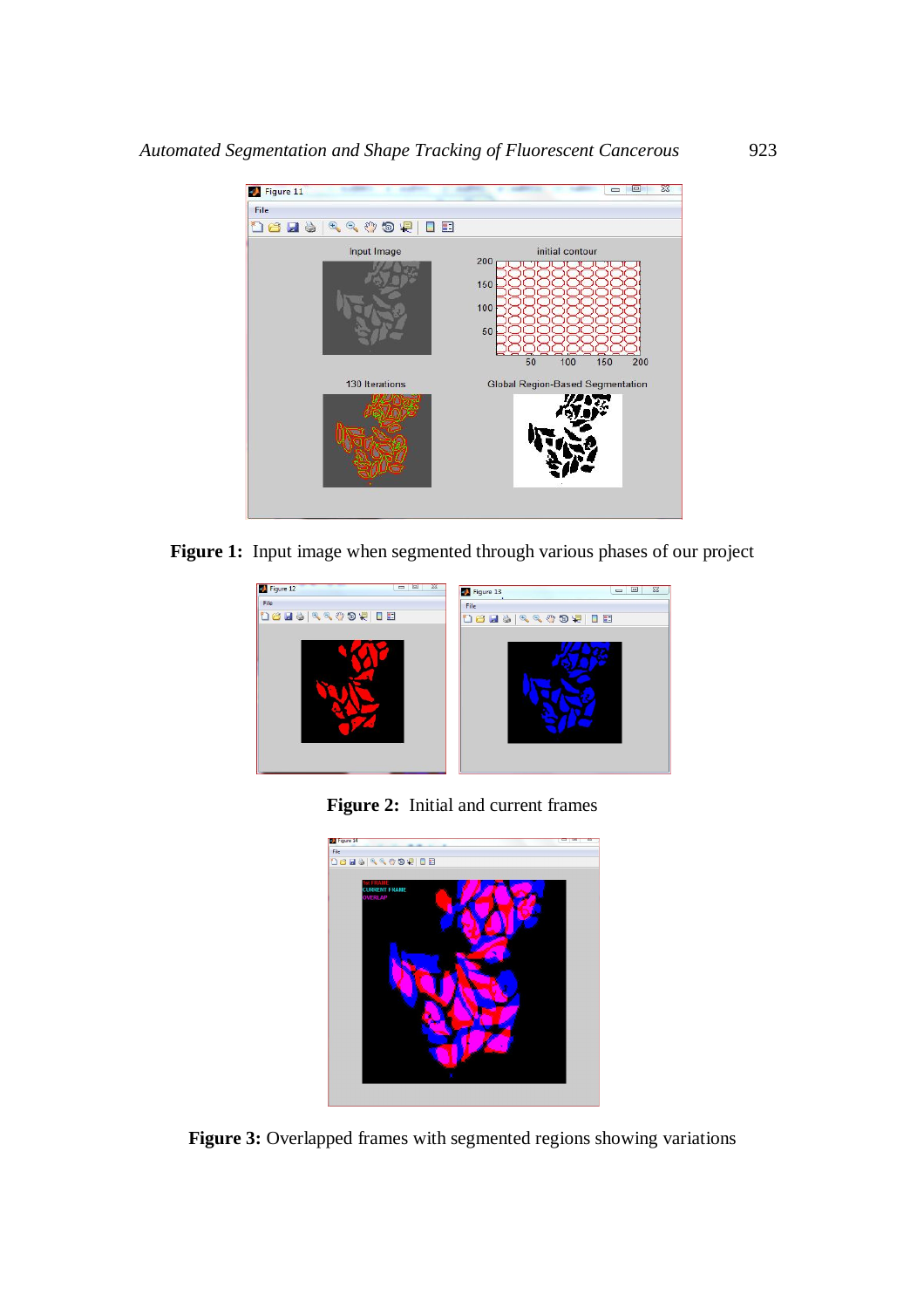**Figure 1:** Input image when segmented through various phases of our project

**Figure 2:** Initial and current frames

**Figure 3:** Overlapped frames with segmented regions showing variations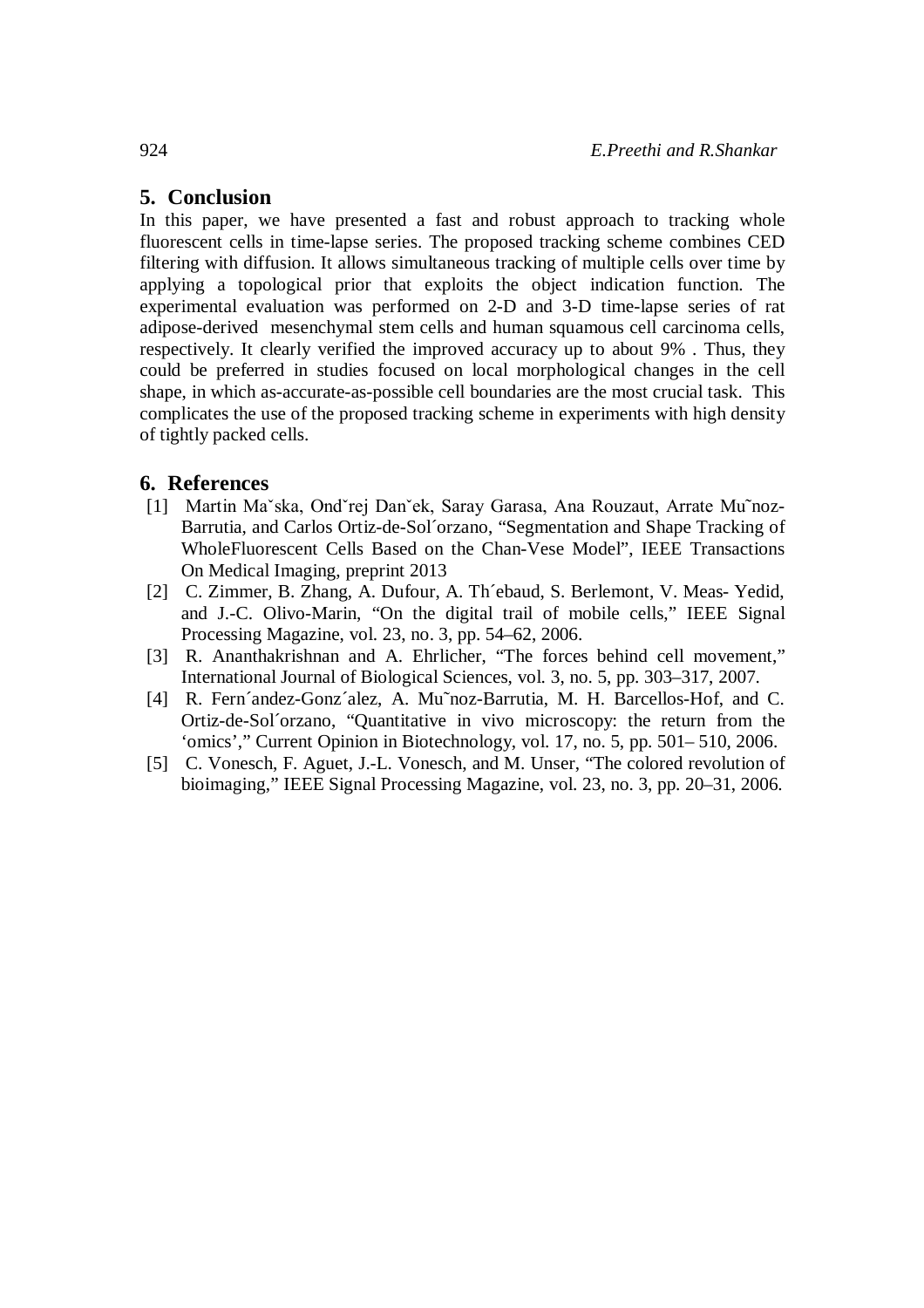## 5. Conclusion

In this paper, we have presented a fast and robust approach to tracking whole fluorescent cells in time-lapse series. The proposed tracking scheme combines CED filtering with diffusion. It allows simultaneous tracking of multiple cells over time by applying a topological prior that exploits the object indication function. The experimental evaluation was performed on 2-D and 3-D time-lapse series of rat adipose-derived mesenchymal stem cells and human squamous cell carcinoma cells, respectively. It clearly verified the improved accuracy up to about 9% . Thus, they could be preferred in studies focused on local morphological changes in the cell shape, in which as-accurate-as-possible cell boundaries are the most crucial task. This complicates the use of the proposed tracking scheme in experiments with high density of tightly packed cells.

## 6. References

[1] Martin Maˇska, Ondˇrej Danˇek, Saray Garasa, Ana Rouzaut, Arrate Mu˜noz-Barrutia, and Carlos Ortiz-de-Sol´orzano, "Segmentation and Shape Tracking of WholeFluorescent Cells Based on the Chan-Vese Model", IEEE Transactions On Medical Imaging, preprint 2013

[2] C. Zimmer, B. Zhang, A. Dufour, A. Th´ebaud, S. Berlemont, V. Meas- Yedid, and J.-C. Olivo-Marin, "On the digital trail of mobile cells," IEEE Signal Processing Magazine, vol. 23, no. 3, pp. 54–62, 2006.

[3] R. Ananthakrishnan and A. Ehrlicher, "The forces behind cell movement," International Journal of Biological Sciences, vol. 3, no. 5, pp. 303–317, 2007.

[4] R. Fern´andez-Gonz´alez, A. Mu˜noz-Barrutia, M. H. Barcellos-Hof, and C. Ortiz-de-Sol´orzano, "Quantitative in vivo microscopy: the return from the 'omics'," Current Opinion in Biotechnology, vol. 17, no. 5, pp. 501– 510, 2006.

[5] C. Vonesch, F. Aguet, J.-L. Vonesch, and M. Unser, "The colored revolution of bioimaging," IEEE Signal Processing Magazine, vol. 23, no. 3, pp. 20–31, 2006.